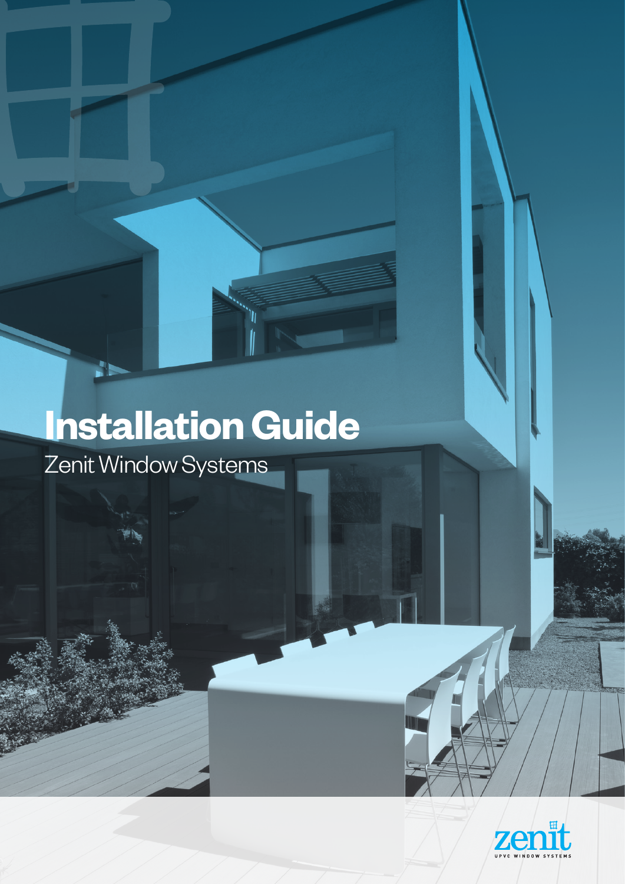# Installation Guide

Zenit Window Systems

zenit

UPVC WINDOW SYSTEMS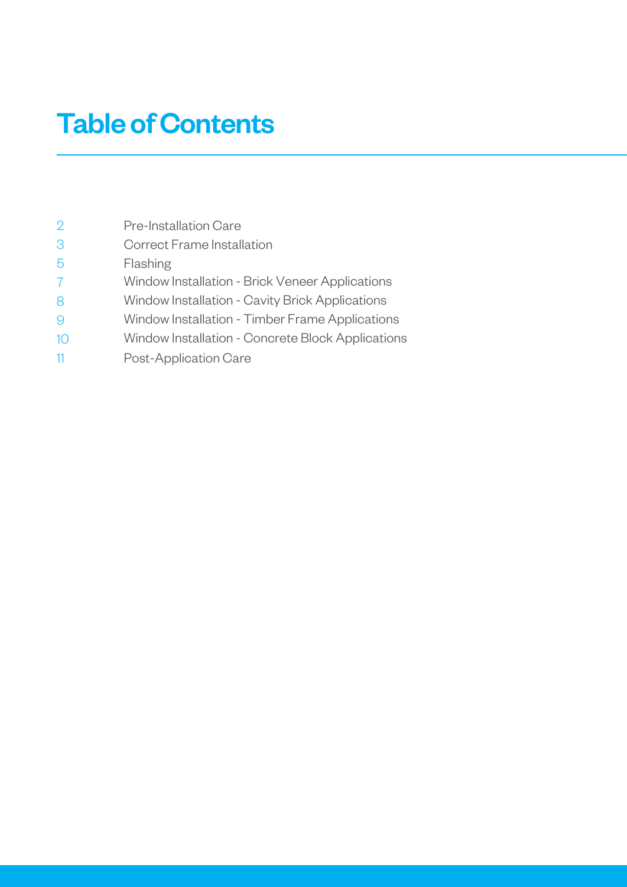# Table of Contents

| | |
|---|---|
| 2 | Pre-Installation Care |
| 3 | Correct Frame Installation |
| 5 | Flashing |
| 7 | Window Installation - Brick Veneer Applications |
| 8 | Window Installation - Cavity Brick Applications |
| 9 | Window Installation - Timber Frame Applications |
| 10 | Window Installation - Concrete Block Applications |
| 11 | Post-Application Care |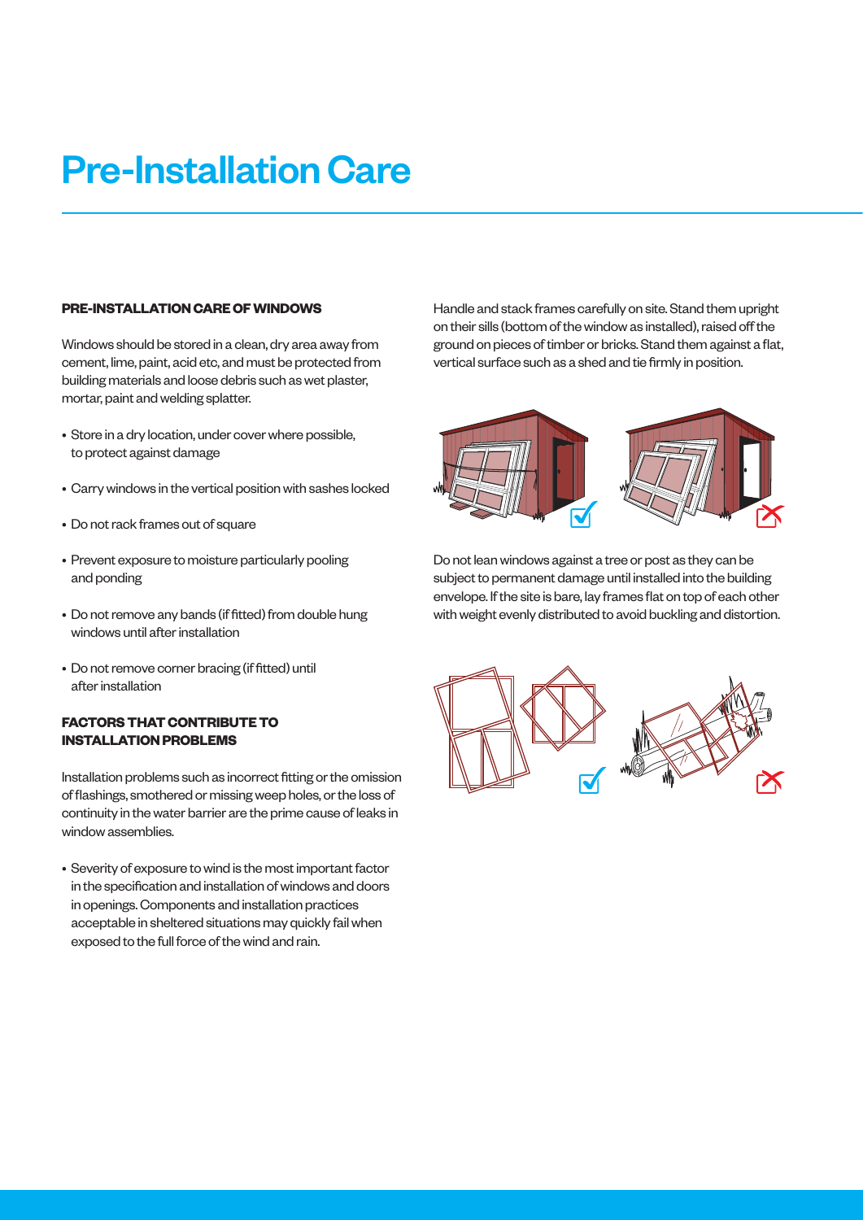# Pre-Installation Care

### PRE-INSTALLATION CARE OF WINDOWS

Windows should be stored in a clean, dry area away from cement, lime, paint, acid etc, and must be protected from building materials and loose debris such as wet plaster, mortar, paint and welding splatter.

- Store in a dry location, under cover where possible, to protect against damage
- Carry windows in the vertical position with sashes locked
- Do not rack frames out of square
- Prevent exposure to moisture particularly pooling and ponding
- Do not remove any bands (if fitted) from double hung windows until after installation
- Do not remove corner bracing (if fitted) until after installation

### FACTORS THAT CONTRIBUTE TO INSTALLATION PROBLEMS

Installation problems such as incorrect fitting or the omission of flashings, smothered or missing weep holes, or the loss of continuity in the water barrier are the prime cause of leaks in window assemblies.

- Severity of exposure to wind is the most important factor in the specification and installation of windows and doors in openings. Components and installation practices acceptable in sheltered situations may quickly fail when exposed to the full force of the wind and rain.

Handle and stack frames carefully on site. Stand them upright on their sills (bottom of the window as installed), raised off the ground on pieces of timber or bricks. Stand them against a flat, vertical surface such as a shed and tie firmly in position.

Do not lean windows against a tree or post as they can be subject to permanent damage until installed into the building envelope. If the site is bare, lay frames flat on top of each other with weight evenly distributed to avoid buckling and distortion.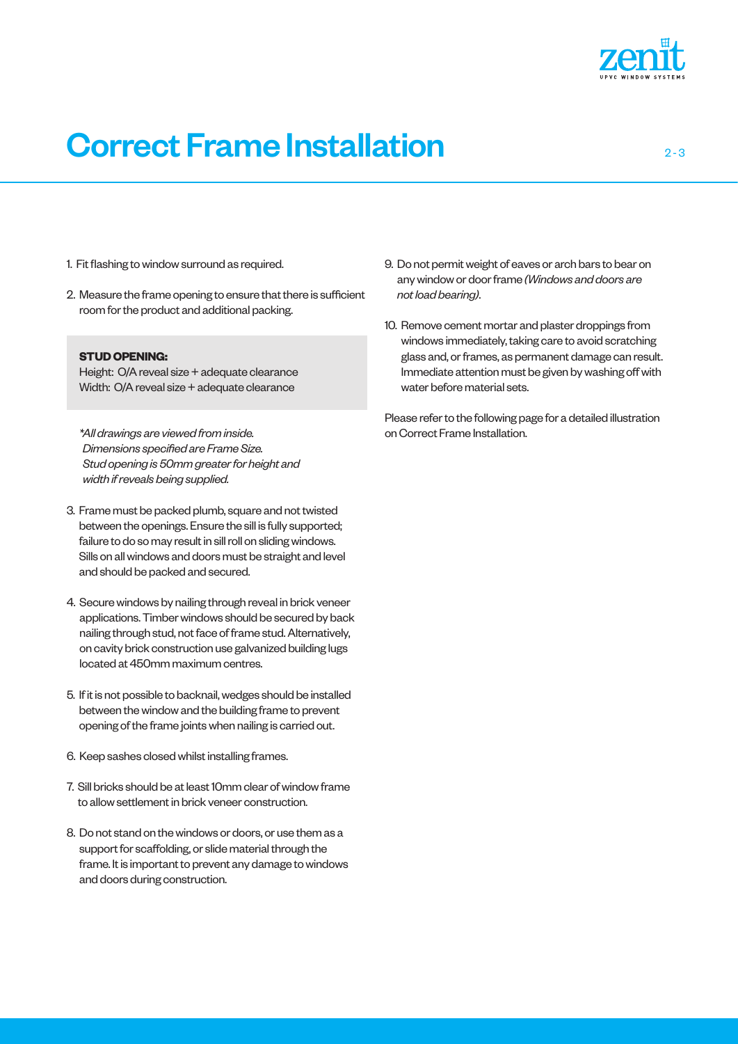# Correct Frame Installation

1. Fit flashing to window surround as required.

2. Measure the frame opening to ensure that there is sufficient room for the product and additional packing.

**STUD OPENING:**
Height: O/A reveal size + adequate clearance
Width: O/A reveal size + adequate clearance

*\*All drawings are viewed from inside. Dimensions specified are Frame Size. Stud opening is 50mm greater for height and width if reveals being supplied.*

3. Frame must be packed plumb, square and not twisted between the openings. Ensure the sill is fully supported; failure to do so may result in sill roll on sliding windows. Sills on all windows and doors must be straight and level and should be packed and secured.

4. Secure windows by nailing through reveal in brick veneer applications. Timber windows should be secured by back nailing through stud, not face of frame stud. Alternatively, on cavity brick construction use galvanized building lugs located at 450mm maximum centres.

5. If it is not possible to backnail, wedges should be installed between the window and the building frame to prevent opening of the frame joints when nailing is carried out.

6. Keep sashes closed whilst installing frames.

7. Sill bricks should be at least 10mm clear of window frame to allow settlement in brick veneer construction.

8. Do not stand on the windows or doors, or use them as a support for scaffolding, or slide material through the frame. It is important to prevent any damage to windows and doors during construction.

9. Do not permit weight of eaves or arch bars to bear on any window or door frame *(Windows and doors are not load bearing)*.

10. Remove cement mortar and plaster droppings from windows immediately, taking care to avoid scratching glass and, or frames, as permanent damage can result. Immediate attention must be given by washing off with water before material sets.

Please refer to the following page for a detailed illustration on Correct Frame Installation.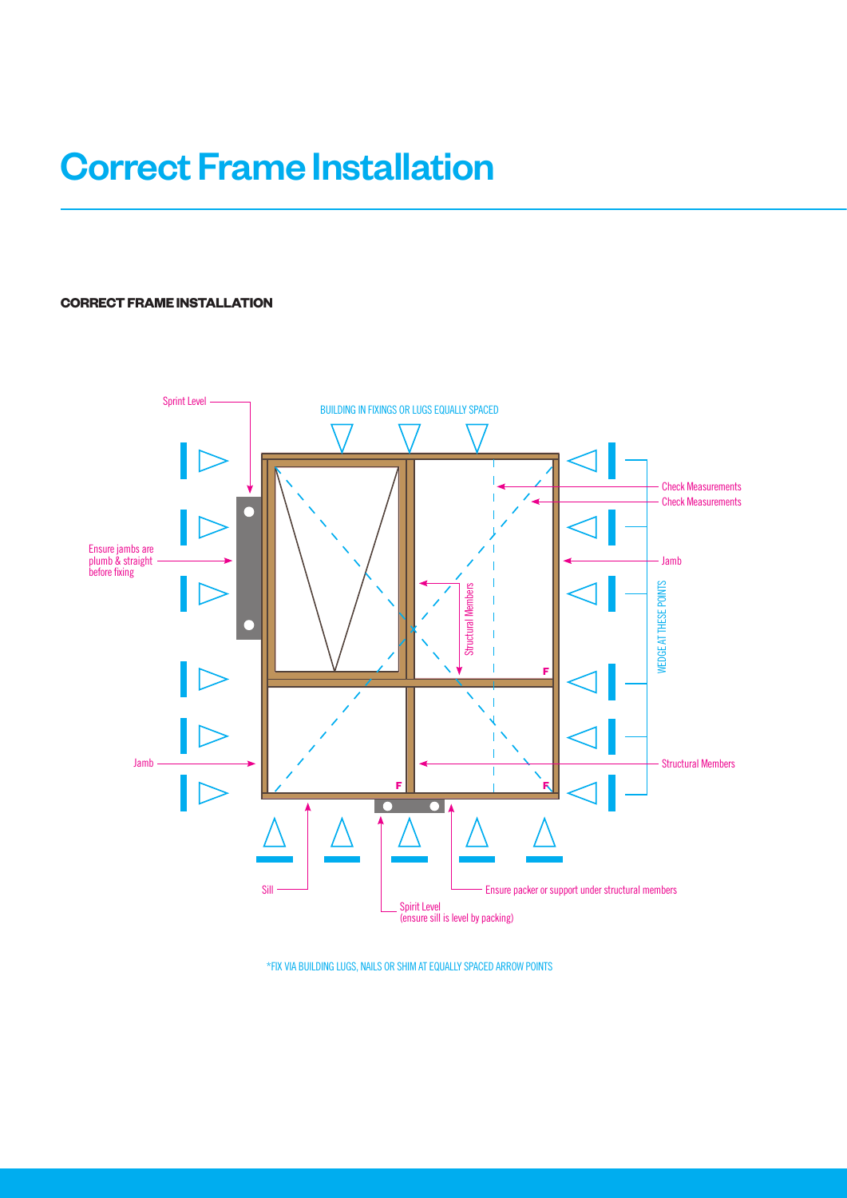# Correct Frame Installation

**CORRECT FRAME INSTALLATION**

Sprint Level

BUILDING IN FIXINGS OR LUGS EQUALLY SPACED

Check Measurements

Check Measurements

Ensure jambs are plumb & straight before fixing

Jamb

Structural Members

WEDGE AT THESE POINTS

Jamb

Structural Members

Sill

Ensure packer or support under structural members

Spirit Level (ensure sill is level by packing)

*FIX VIA BUILDING LUGS, NAILS OR SHIM AT EQUALLY SPACED ARROW POINTS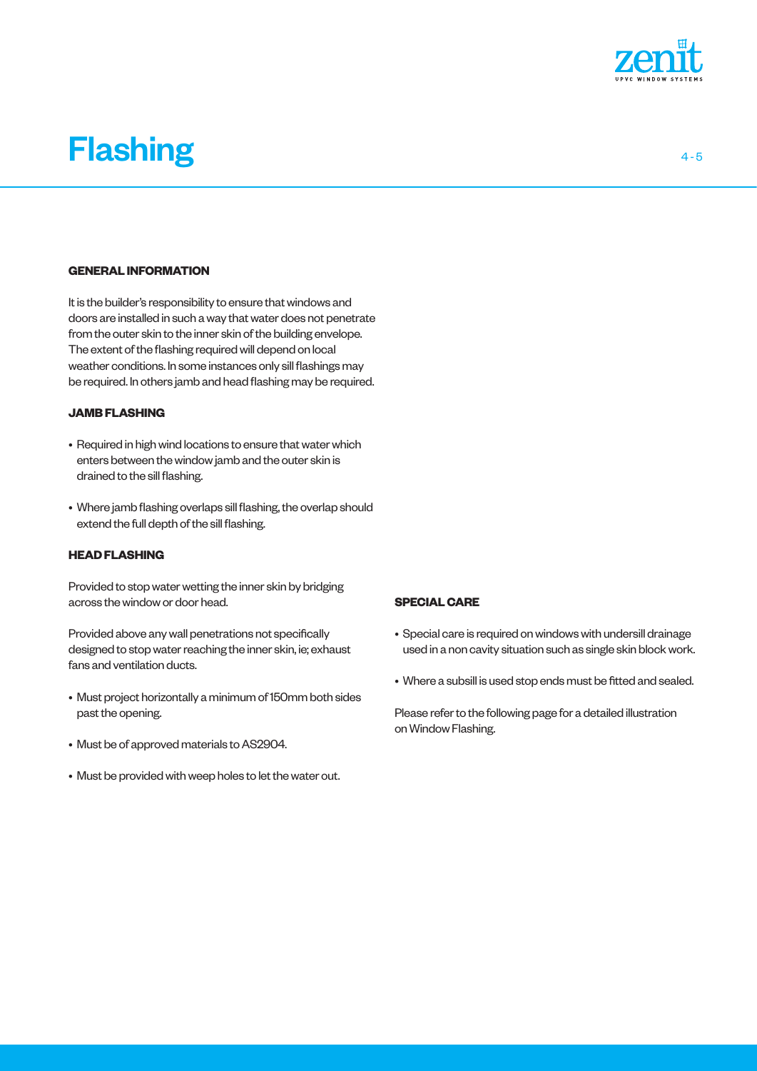# Flashing

## GENERAL INFORMATION

It is the builder's responsibility to ensure that windows and doors are installed in such a way that water does not penetrate from the outer skin to the inner skin of the building envelope. The extent of the flashing required will depend on local weather conditions. In some instances only sill flashings may be required. In others jamb and head flashing may be required.

## JAMB FLASHING

- Required in high wind locations to ensure that water which enters between the window jamb and the outer skin is drained to the sill flashing.
- Where jamb flashing overlaps sill flashing, the overlap should extend the full depth of the sill flashing.

## HEAD FLASHING

Provided to stop water wetting the inner skin by bridging across the window or door head.

Provided above any wall penetrations not specifically designed to stop water reaching the inner skin, ie; exhaust fans and ventilation ducts.

- Must project horizontally a minimum of 150mm both sides past the opening.
- Must be of approved materials to AS2904.
- Must be provided with weep holes to let the water out.

## SPECIAL CARE

- Special care is required on windows with undersill drainage used in a non cavity situation such as single skin block work.
- Where a subsill is used stop ends must be fitted and sealed.

Please refer to the following page for a detailed illustration on Window Flashing.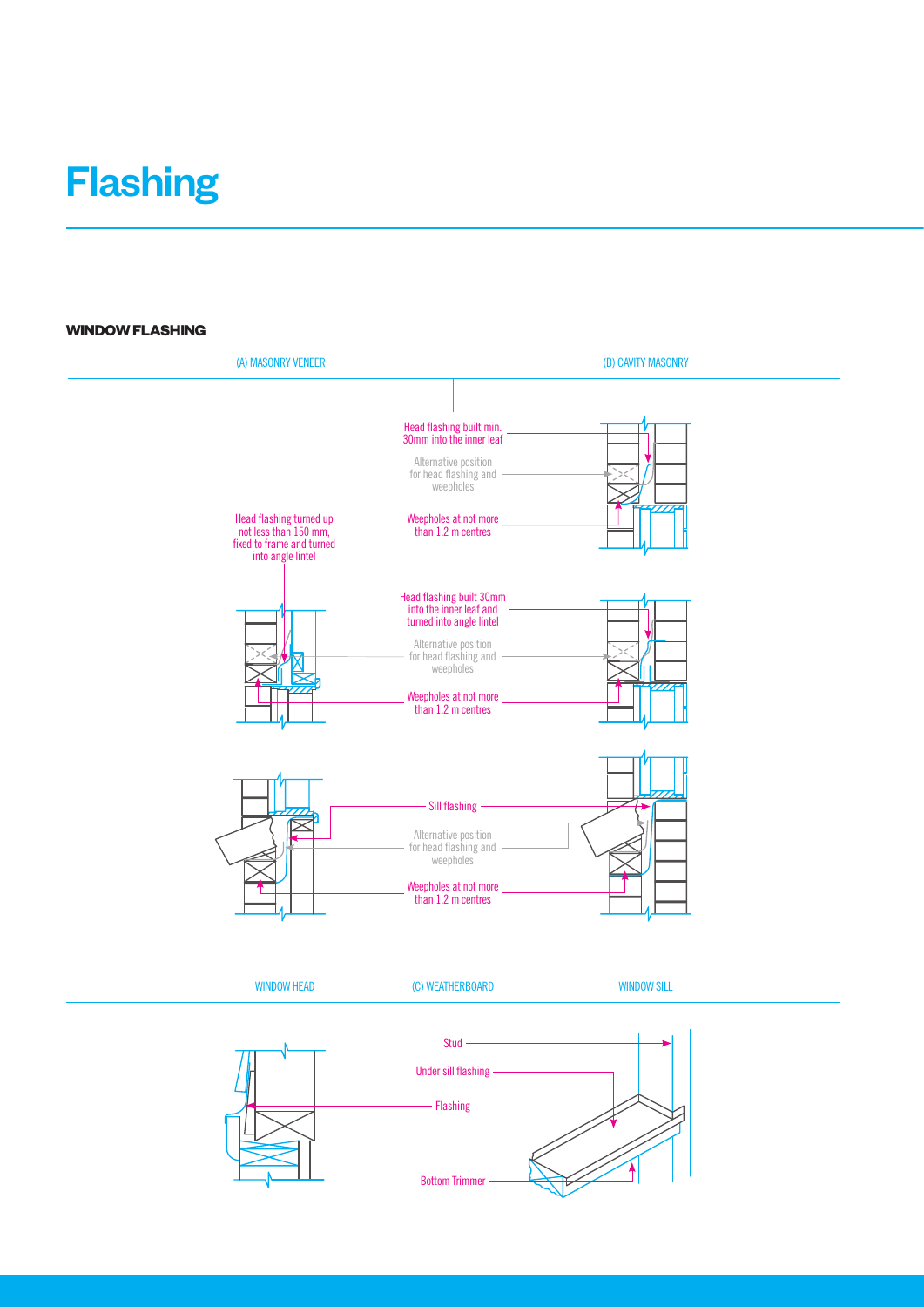# Flashing

## WINDOW FLASHING

(A) MASONRY VENEER

(B) CAVITY MASONRY

Head flashing built min. 30mm into the inner leaf

Alternative position for head flashing and weepholes

Weepholes at not more than 1.2 m centres

Head flashing turned up not less than 150 mm, fixed to frame and turned into angle lintel

Head flashing built 30mm into the inner leaf and turned into angle lintel

Alternative position for head flashing and weepholes

Weepholes at not more than 1.2 m centres

Sill flashing

Alternative position for head flashing and weepholes

Weepholes at not more than 1.2 m centres

WINDOW HEAD

(C) WEATHERBOARD

WINDOW SILL

Stud

Under sill flashing

Flashing

Bottom Trimmer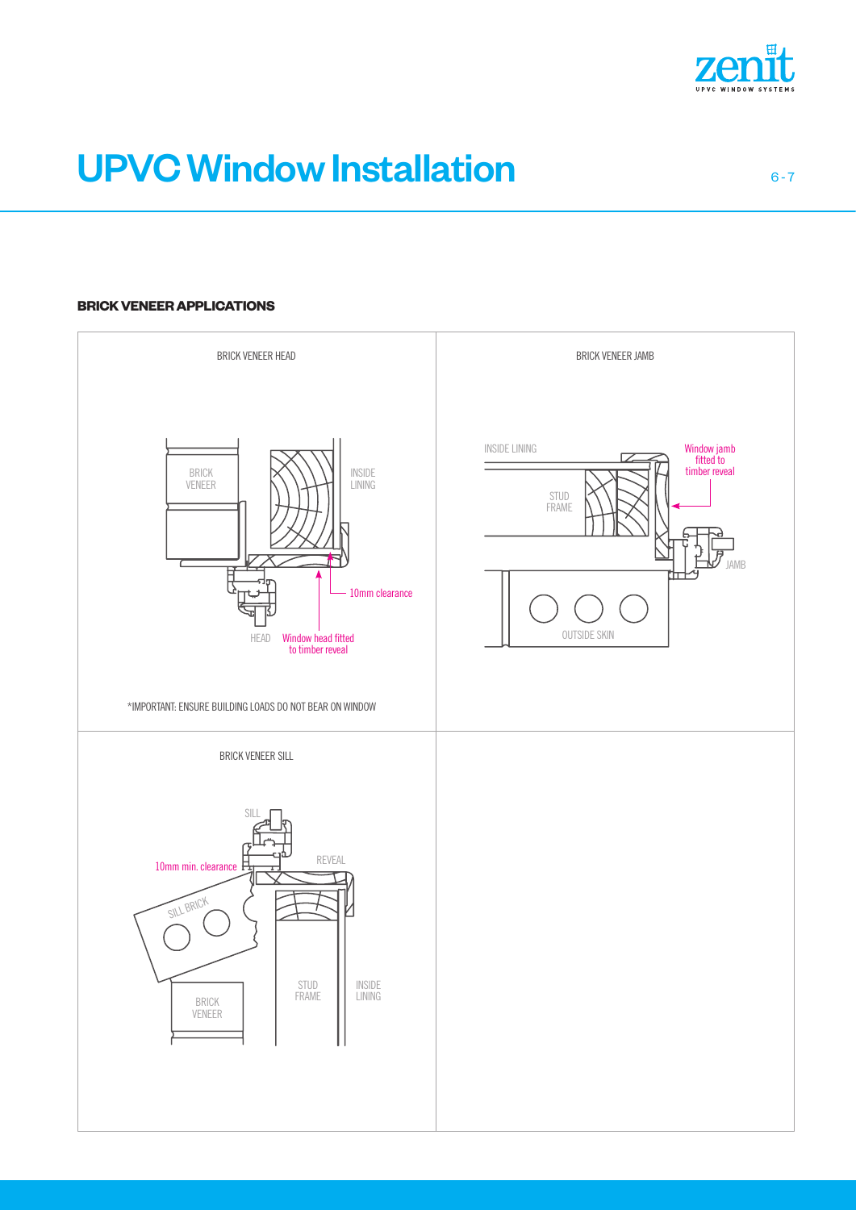# UPVC Window Installation

## BRICK VENEER APPLICATIONS

BRICK VENEER HEAD

BRICK VENEER

INSIDE LINING

10mm clearance

HEAD

Window head fitted to timber reveal

*IMPORTANT: ENSURE BUILDING LOADS DO NOT BEAR ON WINDOW

BRICK VENEER JAMB

INSIDE LINING

Window jamb fitted to timber reveal

STUD FRAME

JAMB

OUTSIDE SKIN

BRICK VENEER SILL

SILL

10mm min. clearance

REVEAL

SILL BRICK

STUD FRAME

INSIDE LINING

BRICK VENEER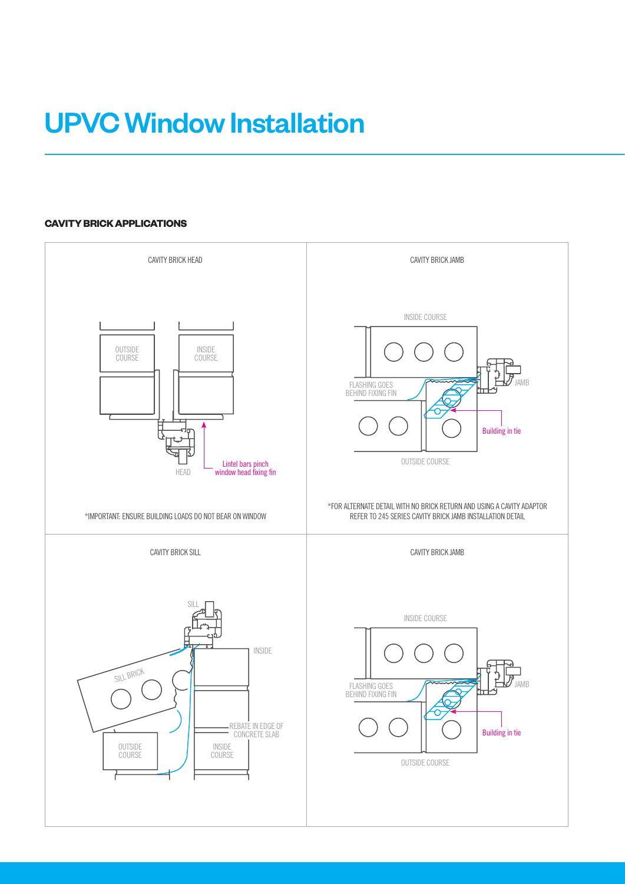# UPVC Window Installation

### CAVITY BRICK APPLICATIONS

CAVITY BRICK HEAD

OUTSIDE COURSE

INSIDE COURSE

HEAD

Lintel bars pinch window head fixing fin

*IMPORTANT: ENSURE BUILDING LOADS DO NOT BEAR ON WINDOW

CAVITY BRICK JAMB

INSIDE COURSE

FLASHING GOES BEHIND FIXING FIN

JAMB

Building in tie

OUTSIDE COURSE

*FOR ALTERNATE DETAIL WITH NO BRICK RETURN AND USING A CAVITY ADAPTOR REFER TO 245 SERIES CAVITY BRICK JAMB INSTALLATION DETAIL

CAVITY BRICK SILL

SILL

INSIDE

SILL BRICK

REBATE IN EDGE OF CONCRETE SLAB

OUTSIDE COURSE

INSIDE COURSE

CAVITY BRICK JAMB

INSIDE COURSE

FLASHING GOES BEHIND FIXING FIN

JAMB

Building in tie

OUTSIDE COURSE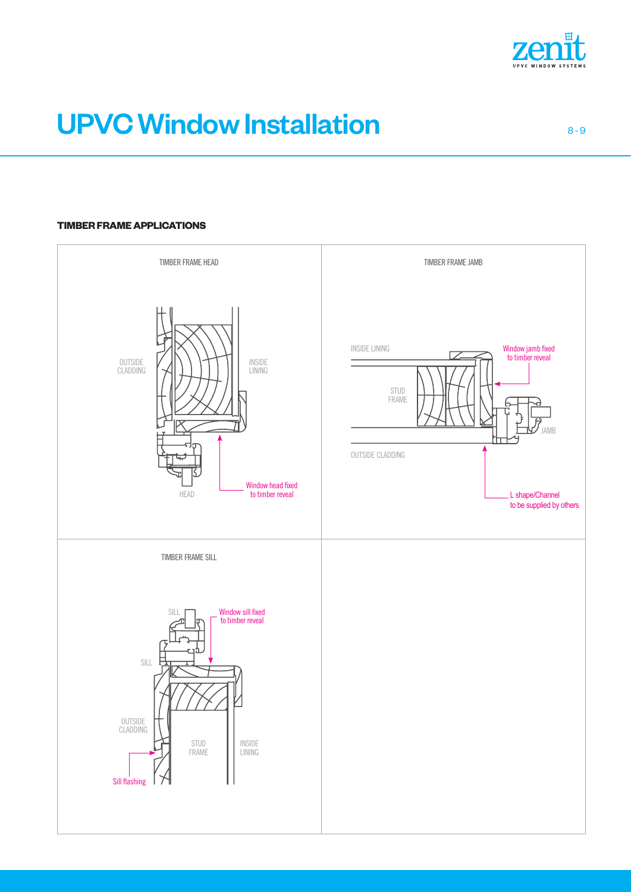# UPVC Window Installation

### TIMBER FRAME APPLICATIONS

TIMBER FRAME HEAD

OUTSIDE CLADDING

INSIDE LINING

HEAD

Window head fixed to timber reveal

TIMBER FRAME JAMB

INSIDE LINING

STUD FRAME

OUTSIDE CLADDING

Window jamb fixed to timber reveal

JAMB

L shape/Channel to be supplied by others

TIMBER FRAME SILL

SILL

Window sill fixed to timber reveal

SILL

OUTSIDE CLADDING

STUD FRAME

INSIDE LINING

Sill flashing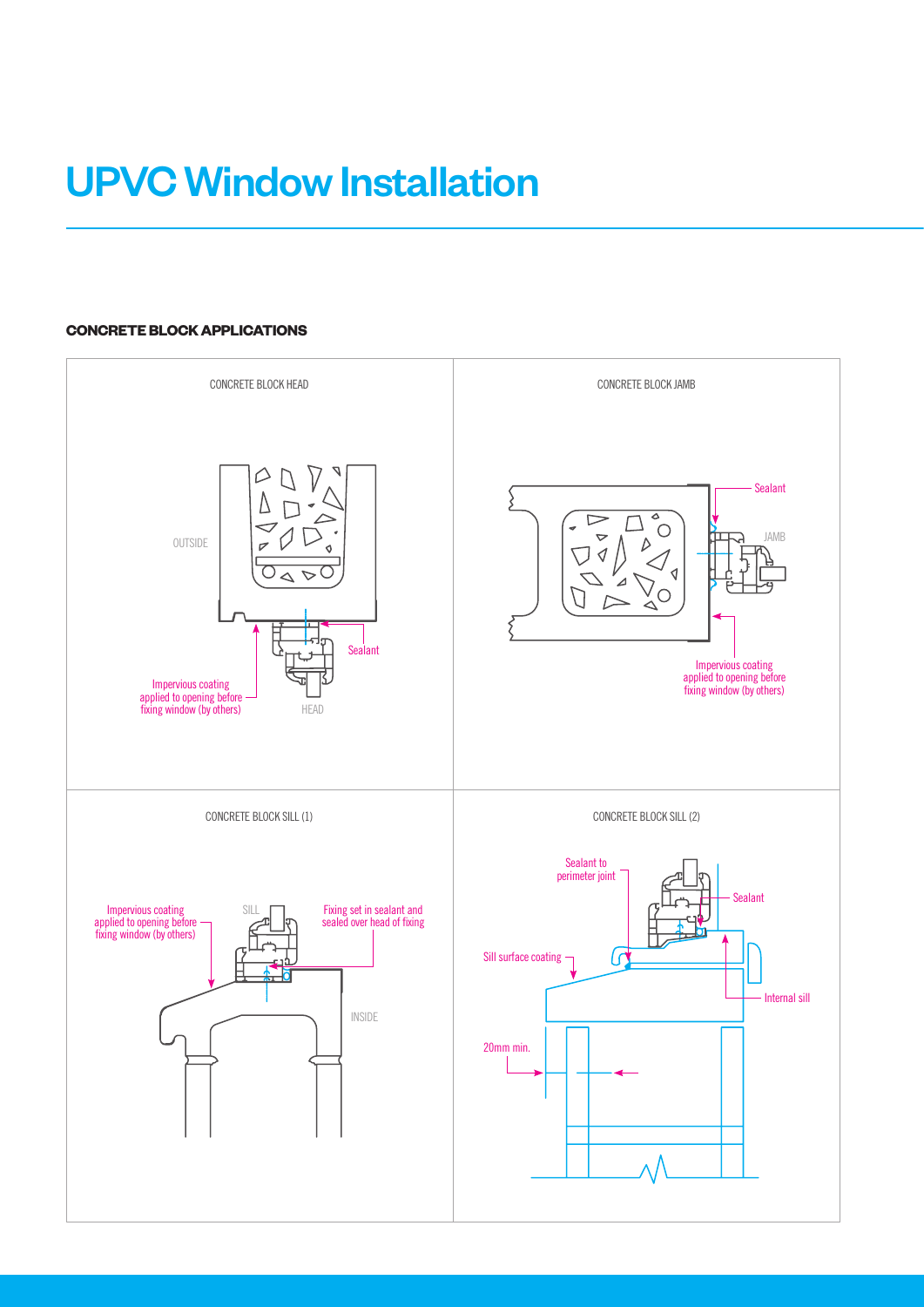# UPVC Window Installation

## CONCRETE BLOCK APPLICATIONS

CONCRETE BLOCK HEAD

OUTSIDE

Sealant

Impervious coating applied to opening before fixing window (by others)

HEAD

CONCRETE BLOCK JAMB

Sealant

JAMB

Impervious coating applied to opening before fixing window (by others)

CONCRETE BLOCK SILL (1)

Impervious coating applied to opening before fixing window (by others)

SILL

Fixing set in sealant and sealed over head of fixing

INSIDE

CONCRETE BLOCK SILL (2)

Sealant to perimeter joint

Sealant

Sill surface coating

Internal sill

20mm min.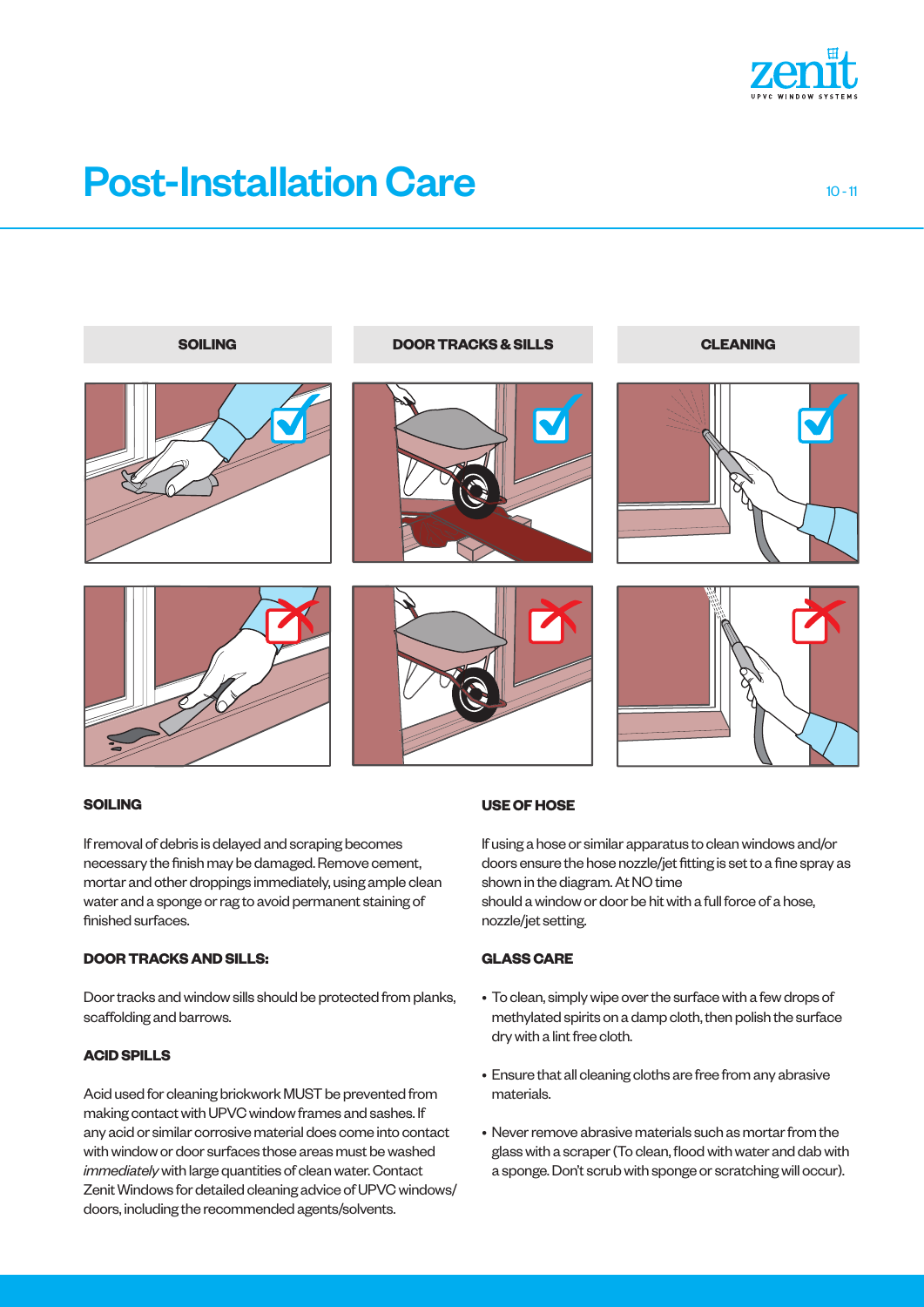# Post-Installation Care

**SOILING** | **DOOR TRACKS & SILLS** | **CLEANING**

### SOILING

If removal of debris is delayed and scraping becomes necessary the finish may be damaged. Remove cement, mortar and other droppings immediately, using ample clean water and a sponge or rag to avoid permanent staining of finished surfaces.

### DOOR TRACKS AND SILLS:

Door tracks and window sills should be protected from planks, scaffolding and barrows.

### ACID SPILLS

Acid used for cleaning brickwork MUST be prevented from making contact with UPVC window frames and sashes. If any acid or similar corrosive material does come into contact with window or door surfaces those areas must be washed *immediately* with large quantities of clean water. Contact Zenit Windows for detailed cleaning advice of UPVC windows/doors, including the recommended agents/solvents.

### USE OF HOSE

If using a hose or similar apparatus to clean windows and/or doors ensure the hose nozzle/jet fitting is set to a fine spray as shown in the diagram. At NO time
should a window or door be hit with a full force of a hose, nozzle/jet setting.

### GLASS CARE

- To clean, simply wipe over the surface with a few drops of methylated spirits on a damp cloth, then polish the surface dry with a lint free cloth.
- Ensure that all cleaning cloths are free from any abrasive materials.
- Never remove abrasive materials such as mortar from the glass with a scraper (To clean, flood with water and dab with a sponge. Don't scrub with sponge or scratching will occur).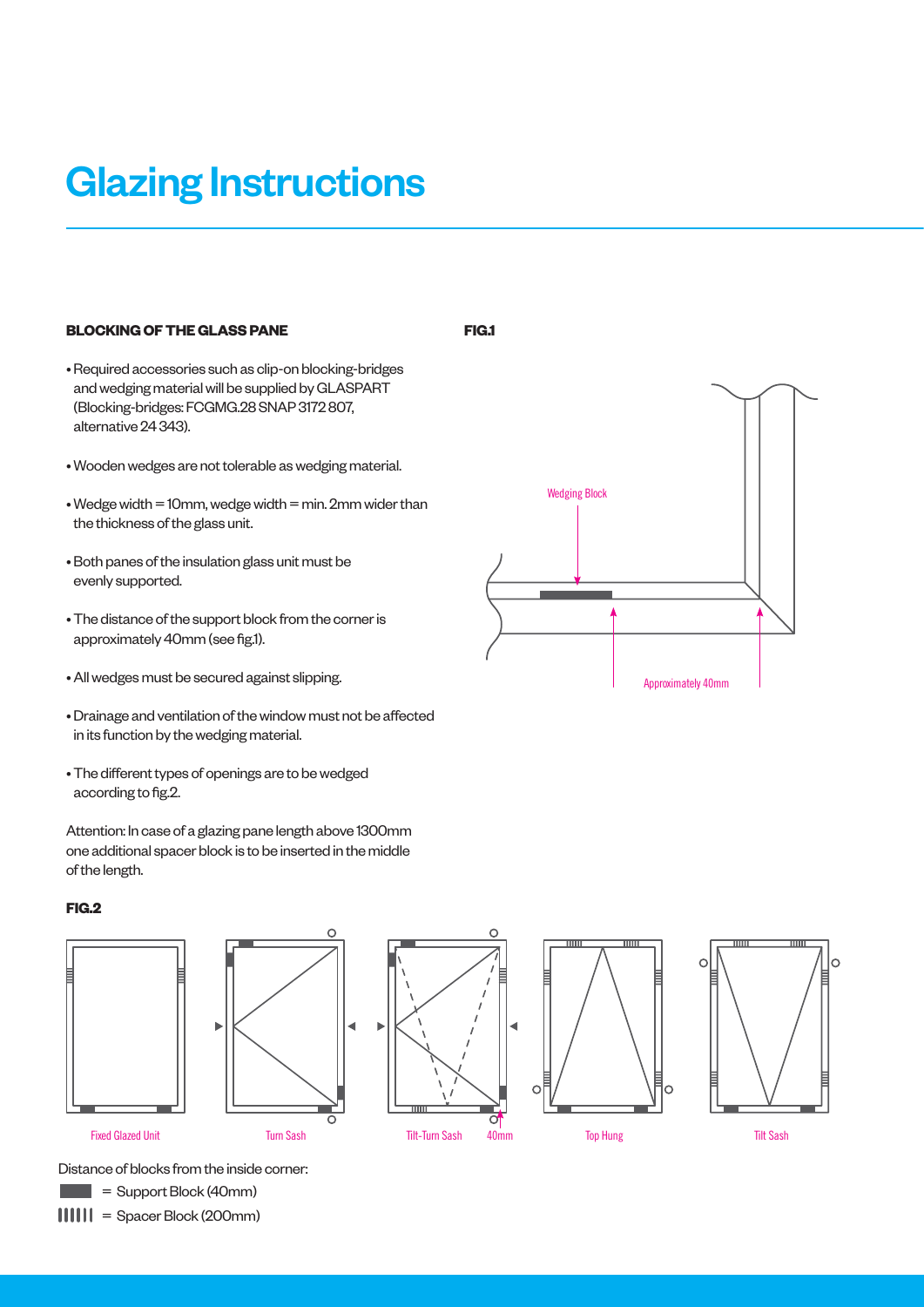# Glazing Instructions

**BLOCKING OF THE GLASS PANE**

- Required accessories such as clip-on blocking-bridges and wedging material will be supplied by GLASPART (Blocking-bridges: FCGMG.28 SNAP 3172 807, alternative 24 343).
- Wooden wedges are not tolerable as wedging material.
- Wedge width = 10mm, wedge width = min. 2mm wider than the thickness of the glass unit.
- Both panes of the insulation glass unit must be evenly supported.
- The distance of the support block from the corner is approximately 40mm (see fig.1).
- All wedges must be secured against slipping.
- Drainage and ventilation of the window must not be affected in its function by the wedging material.
- The different types of openings are to be wedged according to fig.2.

Attention: In case of a glazing pane length above 1300mm one additional spacer block is to be inserted in the middle of the length.

**FIG.1**

Wedging Block

Approximately 40mm

**FIG.2**

Fixed Glazed Unit | Turn Sash | Tilt-Turn Sash | 40mm | Top Hung | Tilt Sash

Distance of blocks from the inside corner:

- = Support Block (40mm)
- = Spacer Block (200mm)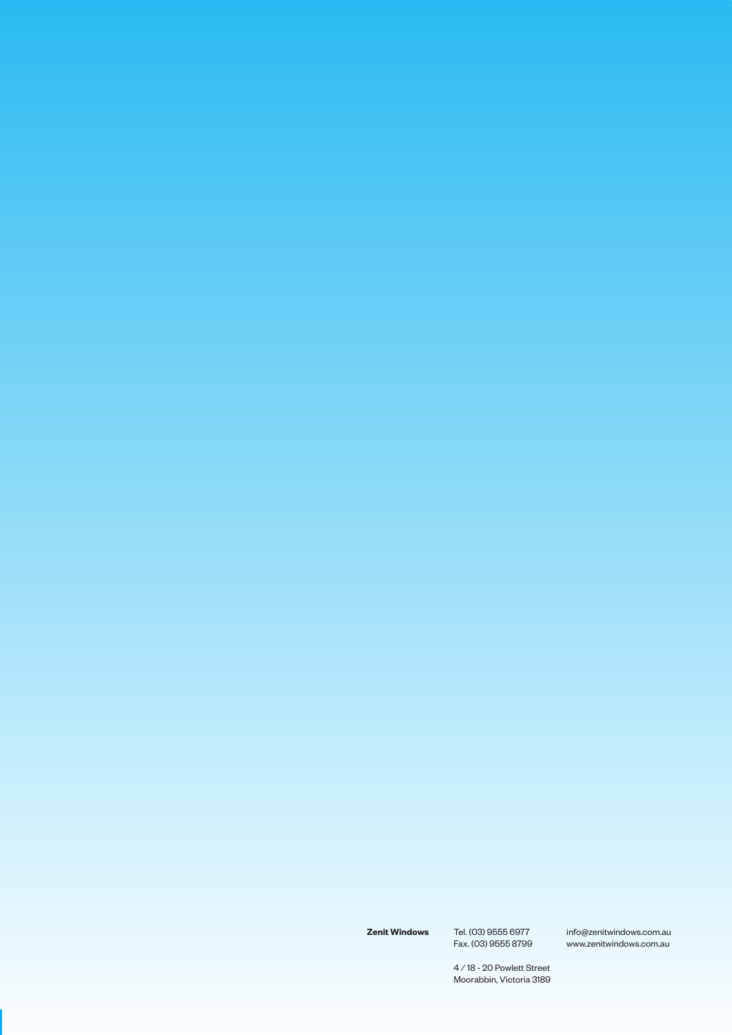**Zenit Windows**

Tel. (03) 9555 6977
Fax. (03) 9555 8799

4 / 18 - 20 Powlett Street
Moorabbin, Victoria 3189

info@zenitwindows.com.au
www.zenitwindows.com.au